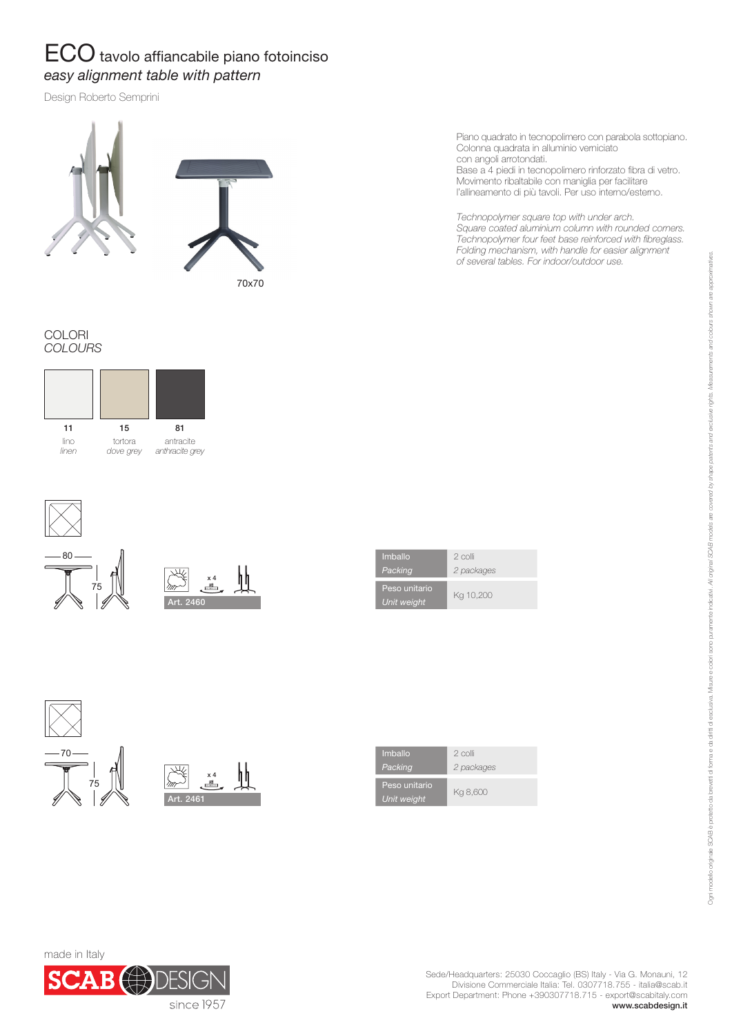# ECO tavolo affiancabile piano fotoinciso

*easy alignment table with pattern*

Design Roberto Semprini

70x70

Piano quadrato in tecnopolimero con parabola sottopiano.
Colonna quadrata in alluminio verniciato
con angoli arrotondati.
Base a 4 piedi in tecnopolimero rinforzato fibra di vetro.
Movimento ribaltabile con maniglia per facilitare
l'allineamento di più tavoli. Per uso interno/esterno.

*Technopolymer square top with under arch.*
*Square coated aluminium column with rounded corners.*
*Technopolymer four feet base reinforced with fibreglass.*
*Folding mechanism, with handle for easier alignment*
*of several tables. For indoor/outdoor use.*

## COLORI
*COLOURS*

| 11 | 15 | 81 |
|---|---|---|
| lino *linen* | tortora *dove grey* | antracite *anthracite grey* |

80 — 75

x 4

Art. 2460

| Imballo *Packing* | 2 colli *2 packages* |
|---|---|
| Peso unitario *Unit weight* | Kg 10,200 |

70 — 75

x 4

Art. 2461

| Imballo *Packing* | 2 colli *2 packages* |
|---|---|
| Peso unitario *Unit weight* | Kg 8,600 |

Ogni modello originale SCAB è protetto da brevetti di forma e da diritti di esclusiva. Misure e colori sono puramente indicativi. *All original SCAB models are covered by shape patents and exclusive rights. Measurements and colours shown are approximatives.*

made in Italy

SCAB DESIGN since 1957

Sede/Headquarters: 25030 Coccaglio (BS) Italy - Via G. Monauni, 12
Divisione Commerciale Italia: Tel. 0307718.755 - italia@scab.it
Export Department: Phone +390307718.715 - export@scabitaly.com
**www.scabdesign.it**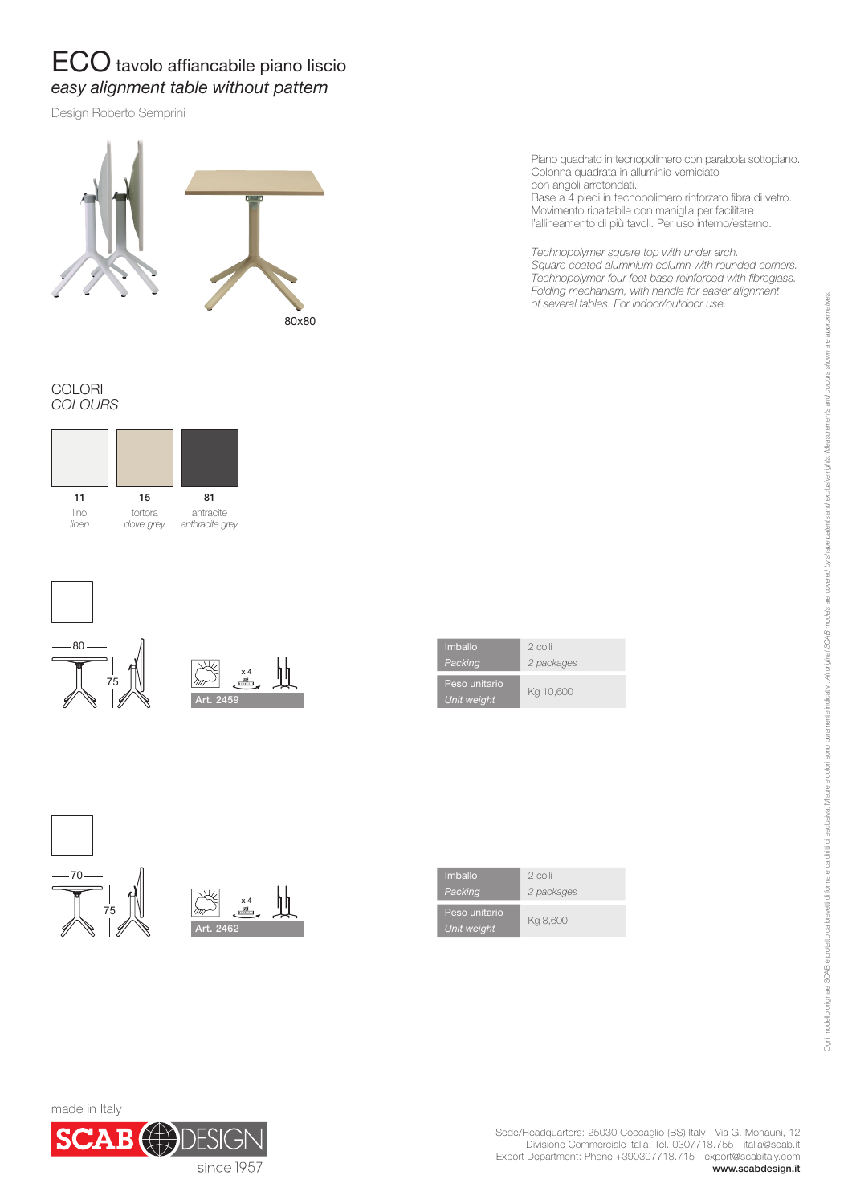# ECO tavolo affiancabile piano liscio

*easy alignment table without pattern*

Design Roberto Semprini

80x80

Piano quadrato in tecnopolimero con parabola sottopiano.
Colonna quadrata in alluminio verniciato
con angoli arrotondati.
Base a 4 piedi in tecnopolimero rinforzato fibra di vetro.
Movimento ribaltabile con maniglia per facilitare
l'allineamento di più tavoli. Per uso interno/esterno.

*Technopolymer square top with under arch.*
*Square coated aluminium column with rounded corners.*
*Technopolymer four feet base reinforced with fibreglass.*
*Folding mechanism, with handle for easier alignment*
*of several tables. For indoor/outdoor use.*

## COLORI
*COLOURS*

**11** lino *linen*

**15** tortora *dove grey*

**81** antracite *anthracite grey*

80
75
x 4
Art. 2459

| | |
|---|---|
| Imballo *Packing* | 2 colli *2 packages* |
| Peso unitario *Unit weight* | Kg 10,600 |

70
75
x 4
Art. 2462

| | |
|---|---|
| Imballo *Packing* | 2 colli *2 packages* |
| Peso unitario *Unit weight* | Kg 8,600 |

Ogni modello originale SCAB è protetto da brevetti di forma e da diritti di esclusiva. Misure e colori sono puramente indicativi. *All original SCAB models are covered by shape patents and exclusive rights. Measurements and colours shown are approximatives.*

made in Italy

SCAB DESIGN since 1957

Sede/Headquarters: 25030 Coccaglio (BS) Italy - Via G. Monauni, 12
Divisione Commerciale Italia: Tel. 0307718.755 - italia@scab.it
Export Department: Phone +390307718.715 - export@scabitaly.com
**www.scabdesign.it**